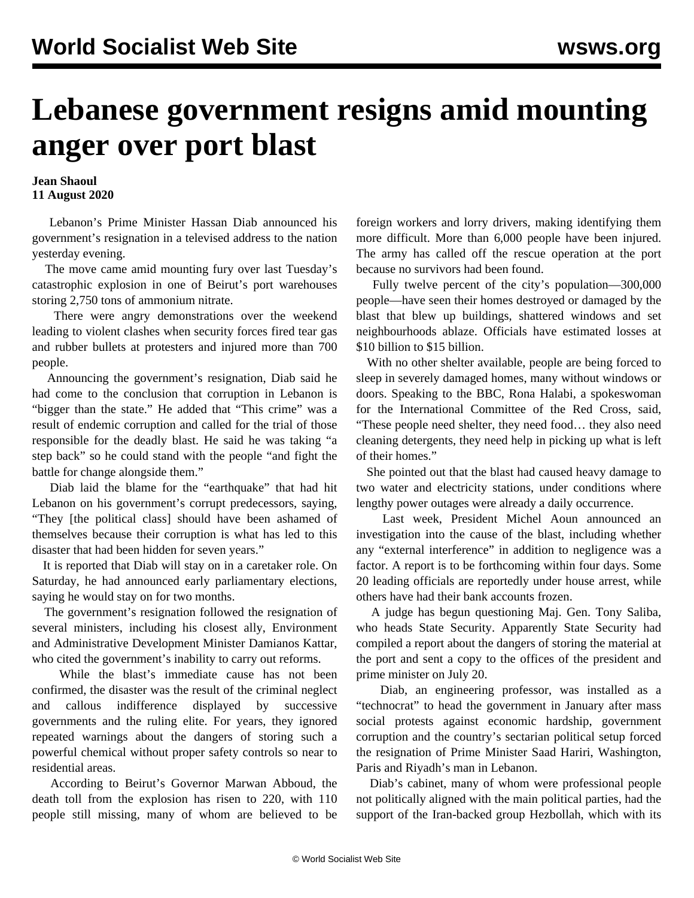// Lebanese government resigns amid mounting anger over port blast

**Jean Shaoul**
**11 August 2020**

Lebanon's Prime Minister Hassan Diab announced his government's resignation in a televised address to the nation yesterday evening.

The move came amid mounting fury over last Tuesday's catastrophic explosion in one of Beirut's port warehouses storing 2,750 tons of ammonium nitrate.

There were angry demonstrations over the weekend leading to violent clashes when security forces fired tear gas and rubber bullets at protesters and injured more than 700 people.

Announcing the government's resignation, Diab said he had come to the conclusion that corruption in Lebanon is "bigger than the state." He added that "This crime" was a result of endemic corruption and called for the trial of those responsible for the deadly blast. He said he was taking "a step back" so he could stand with the people "and fight the battle for change alongside them."

Diab laid the blame for the "earthquake" that had hit Lebanon on his government's corrupt predecessors, saying, "They [the political class] should have been ashamed of themselves because their corruption is what has led to this disaster that had been hidden for seven years."

It is reported that Diab will stay on in a caretaker role. On Saturday, he had announced early parliamentary elections, saying he would stay on for two months.

The government's resignation followed the resignation of several ministers, including his closest ally, Environment and Administrative Development Minister Damianos Kattar, who cited the government's inability to carry out reforms.

While the blast's immediate cause has not been confirmed, the disaster was the result of the criminal neglect and callous indifference displayed by successive governments and the ruling elite. For years, they ignored repeated warnings about the dangers of storing such a powerful chemical without proper safety controls so near to residential areas.

According to Beirut's Governor Marwan Abboud, the death toll from the explosion has risen to 220, with 110 people still missing, many of whom are believed to be foreign workers and lorry drivers, making identifying them more difficult. More than 6,000 people have been injured. The army has called off the rescue operation at the port because no survivors had been found.

Fully twelve percent of the city's population—300,000 people—have seen their homes destroyed or damaged by the blast that blew up buildings, shattered windows and set neighbourhoods ablaze. Officials have estimated losses at $10 billion to $15 billion.

With no other shelter available, people are being forced to sleep in severely damaged homes, many without windows or doors. Speaking to the BBC, Rona Halabi, a spokeswoman for the International Committee of the Red Cross, said, "These people need shelter, they need food… they also need cleaning detergents, they need help in picking up what is left of their homes."

She pointed out that the blast had caused heavy damage to two water and electricity stations, under conditions where lengthy power outages were already a daily occurrence.

Last week, President Michel Aoun announced an investigation into the cause of the blast, including whether any "external interference" in addition to negligence was a factor. A report is to be forthcoming within four days. Some 20 leading officials are reportedly under house arrest, while others have had their bank accounts frozen.

A judge has begun questioning Maj. Gen. Tony Saliba, who heads State Security. Apparently State Security had compiled a report about the dangers of storing the material at the port and sent a copy to the offices of the president and prime minister on July 20.

Diab, an engineering professor, was installed as a "technocrat" to head the government in January after mass social protests against economic hardship, government corruption and the country's sectarian political setup forced the resignation of Prime Minister Saad Hariri, Washington, Paris and Riyadh's man in Lebanon.

Diab's cabinet, many of whom were professional people not politically aligned with the main political parties, had the support of the Iran-backed group Hezbollah, which with its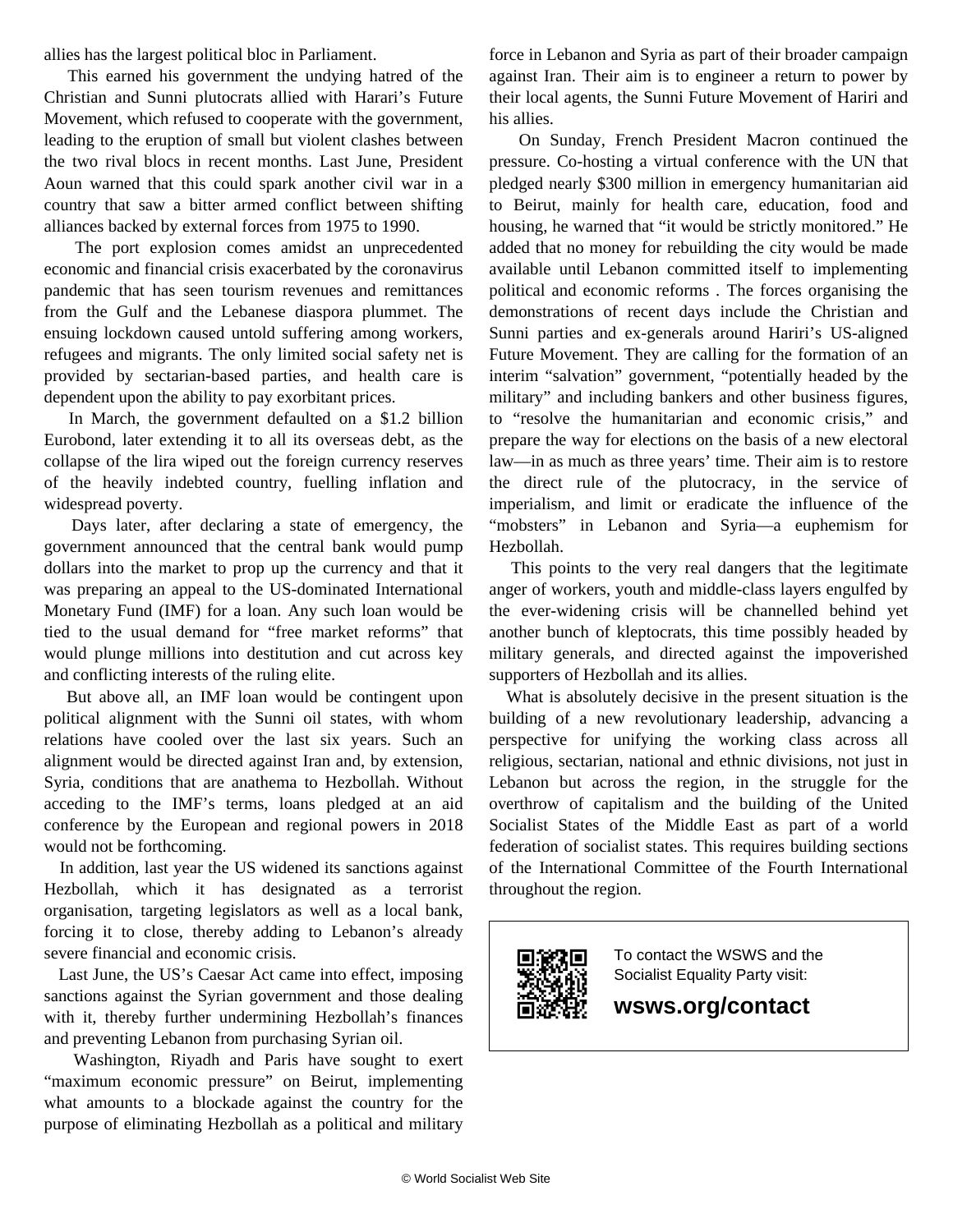allies has the largest political bloc in Parliament.

This earned his government the undying hatred of the Christian and Sunni plutocrats allied with Harari's Future Movement, which refused to cooperate with the government, leading to the eruption of small but violent clashes between the two rival blocs in recent months. Last June, President Aoun warned that this could spark another civil war in a country that saw a bitter armed conflict between shifting alliances backed by external forces from 1975 to 1990.

The port explosion comes amidst an unprecedented economic and financial crisis exacerbated by the coronavirus pandemic that has seen tourism revenues and remittances from the Gulf and the Lebanese diaspora plummet. The ensuing lockdown caused untold suffering among workers, refugees and migrants. The only limited social safety net is provided by sectarian-based parties, and health care is dependent upon the ability to pay exorbitant prices.

In March, the government defaulted on a $1.2 billion Eurobond, later extending it to all its overseas debt, as the collapse of the lira wiped out the foreign currency reserves of the heavily indebted country, fuelling inflation and widespread poverty.

Days later, after declaring a state of emergency, the government announced that the central bank would pump dollars into the market to prop up the currency and that it was preparing an appeal to the US-dominated International Monetary Fund (IMF) for a loan. Any such loan would be tied to the usual demand for "free market reforms" that would plunge millions into destitution and cut across key and conflicting interests of the ruling elite.

But above all, an IMF loan would be contingent upon political alignment with the Sunni oil states, with whom relations have cooled over the last six years. Such an alignment would be directed against Iran and, by extension, Syria, conditions that are anathema to Hezbollah. Without acceding to the IMF's terms, loans pledged at an aid conference by the European and regional powers in 2018 would not be forthcoming.

In addition, last year the US widened its sanctions against Hezbollah, which it has designated as a terrorist organisation, targeting legislators as well as a local bank, forcing it to close, thereby adding to Lebanon's already severe financial and economic crisis.

Last June, the US's Caesar Act came into effect, imposing sanctions against the Syrian government and those dealing with it, thereby further undermining Hezbollah's finances and preventing Lebanon from purchasing Syrian oil.

Washington, Riyadh and Paris have sought to exert "maximum economic pressure" on Beirut, implementing what amounts to a blockade against the country for the purpose of eliminating Hezbollah as a political and military force in Lebanon and Syria as part of their broader campaign against Iran. Their aim is to engineer a return to power by their local agents, the Sunni Future Movement of Hariri and his allies.

On Sunday, French President Macron continued the pressure. Co-hosting a virtual conference with the UN that pledged nearly $300 million in emergency humanitarian aid to Beirut, mainly for health care, education, food and housing, he warned that "it would be strictly monitored." He added that no money for rebuilding the city would be made available until Lebanon committed itself to implementing political and economic reforms . The forces organising the demonstrations of recent days include the Christian and Sunni parties and ex-generals around Hariri's US-aligned Future Movement. They are calling for the formation of an interim "salvation" government, "potentially headed by the military" and including bankers and other business figures, to "resolve the humanitarian and economic crisis," and prepare the way for elections on the basis of a new electoral law—in as much as three years' time. Their aim is to restore the direct rule of the plutocracy, in the service of imperialism, and limit or eradicate the influence of the "mobsters" in Lebanon and Syria—a euphemism for Hezbollah.

This points to the very real dangers that the legitimate anger of workers, youth and middle-class layers engulfed by the ever-widening crisis will be channelled behind yet another bunch of kleptocrats, this time possibly headed by military generals, and directed against the impoverished supporters of Hezbollah and its allies.

What is absolutely decisive in the present situation is the building of a new revolutionary leadership, advancing a perspective for unifying the working class across all religious, sectarian, national and ethnic divisions, not just in Lebanon but across the region, in the struggle for the overthrow of capitalism and the building of the United Socialist States of the Middle East as part of a world federation of socialist states. This requires building sections of the International Committee of the Fourth International throughout the region.

To contact the WSWS and the Socialist Equality Party visit:

**wsws.org/contact**